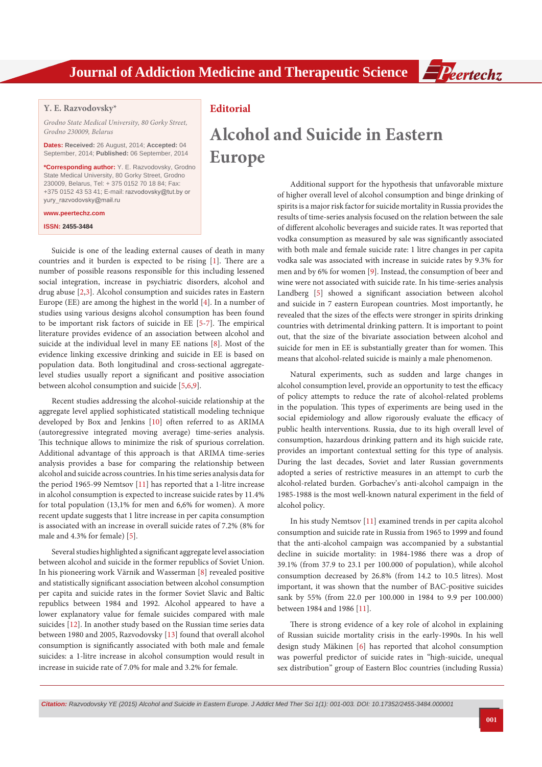Editorial

# Alcohol and Suicide in Eastern Europe

**Y. E. Razvodovsky***

*Grodno State Medical University, 80 Gorky Street, Grodno 230009, Belarus*

**Dates: Received:** 26 August, 2014; **Accepted:** 04 September, 2014; **Published:** 06 September, 2014

***Corresponding author:** Y. E. Razvodovsky, Grodno State Medical University, 80 Gorky Street, Grodno 230009, Belarus, Tel: + 375 0152 70 18 84; Fax: +375 0152 43 53 41; E-mail: razvodovsky@tut.by or yury_razvodovsky@mail.ru

www.peertechz.com

**ISSN:** 2455-3484

Suicide is one of the leading external causes of death in many countries and it burden is expected to be rising [1]. There are a number of possible reasons responsible for this including lessened social integration, increase in psychiatric disorders, alcohol and drug abuse [2,3]. Alcohol consumption and suicides rates in Eastern Europe (EE) are among the highest in the world [4]. In a number of studies using various designs alcohol consumption has been found to be important risk factors of suicide in EE [5-7]. The empirical literature provides evidence of an association between alcohol and suicide at the individual level in many EE nations [8]. Most of the evidence linking excessive drinking and suicide in EE is based on population data. Both longitudinal and cross-sectional aggregate-level studies usually report a significant and positive association between alcohol consumption and suicide [5,6,9].

Recent studies addressing the alcohol-suicide relationship at the aggregate level applied sophisticated statisticall modeling technique developed by Box and Jenkins [10] often referred to as ARIMA (autoregressive integrated moving average) time-series analysis. This technique allows to minimize the risk of spurious correlation. Additional advantage of this approach is that ARIMA time-series analysis provides a base for comparing the relationship between alcohol and suicide across countries. In his time series analysis data for the period 1965-99 Nemtsov [11] has reported that a 1-litre increase in alcohol consumption is expected to increase suicide rates by 11.4% for total population (13,1% for men and 6,6% for women). A more recent update suggests that 1 litre increase in per capita consumption is associated with an increase in overall suicide rates of 7.2% (8% for male and 4.3% for female) [5].

Several studies highlighted a significant aggregate level association between alcohol and suicide in the former republics of Soviet Union. In his pioneering work Värnik and Wasserman [8] revealed positive and statistically significant association between alcohol consumption per capita and suicide rates in the former Soviet Slavic and Baltic republics between 1984 and 1992. Alcohol appeared to have a lower explanatory value for female suicides compared with male suicides [12]. In another study based on the Russian time series data between 1980 and 2005, Razvodovsky [13] found that overall alcohol consumption is significantly associated with both male and female suicides: a 1-litre increase in alcohol consumption would result in increase in suicide rate of 7.0% for male and 3.2% for female.

Additional support for the hypothesis that unfavorable mixture of higher overall level of alcohol consumption and binge drinking of spirits is a major risk factor for suicide mortality in Russia provides the results of time-series analysis focused on the relation between the sale of different alcoholic beverages and suicide rates. It was reported that vodka consumption as measured by sale was significantly associated with both male and female suicide rate: 1 litre changes in per capita vodka sale was associated with increase in suicide rates by 9.3% for men and by 6% for women [9]. Instead, the consumption of beer and wine were not associated with suicide rate. In his time-series analysis Landberg [5] showed a significant association between alcohol and suicide in 7 eastern European countries. Most importantly, he revealed that the sizes of the effects were stronger in spirits drinking countries with detrimental drinking pattern. It is important to point out, that the size of the bivariate association between alcohol and suicide for men in EE is substantially greater than for women. This means that alcohol-related suicide is mainly a male phenomenon.

Natural experiments, such as sudden and large changes in alcohol consumption level, provide an opportunity to test the efficacy of policy attempts to reduce the rate of alcohol-related problems in the population. This types of experiments are being used in the social epidemiology and allow rigorously evaluate the efficacy of public health interventions. Russia, due to its high overall level of consumption, hazardous drinking pattern and its high suicide rate, provides an important contextual setting for this type of analysis. During the last decades, Soviet and later Russian governments adopted a series of restrictive measures in an attempt to curb the alcohol-related burden. Gorbachev's anti-alcohol campaign in the 1985-1988 is the most well-known natural experiment in the field of alcohol policy.

In his study Nemtsov [11] examined trends in per capita alcohol consumption and suicide rate in Russia from 1965 to 1999 and found that the anti-alcohol campaign was accompanied by a substantial decline in suicide mortality: in 1984-1986 there was a drop of 39.1% (from 37.9 to 23.1 per 100.000 of population), while alcohol consumption decreased by 26.8% (from 14.2 to 10.5 litres). Most important, it was shown that the number of BAC-positive suicides sank by 55% (from 22.0 per 100.000 in 1984 to 9.9 per 100.000) between 1984 and 1986 [11].

There is strong evidence of a key role of alcohol in explaining of Russian suicide mortality crisis in the early-1990s. In his well design study Mäkinen [6] has reported that alcohol consumption was powerful predictor of suicide rates in "high-suicide, unequal sex distribution" group of Eastern Bloc countries (including Russia)

***Citation:*** *Razvodovsky YE (2015) Alcohol and Suicide in Eastern Europe. J Addict Med Ther Sci 1(1): 001-003. DOI: 10.17352/2455-3484.000001*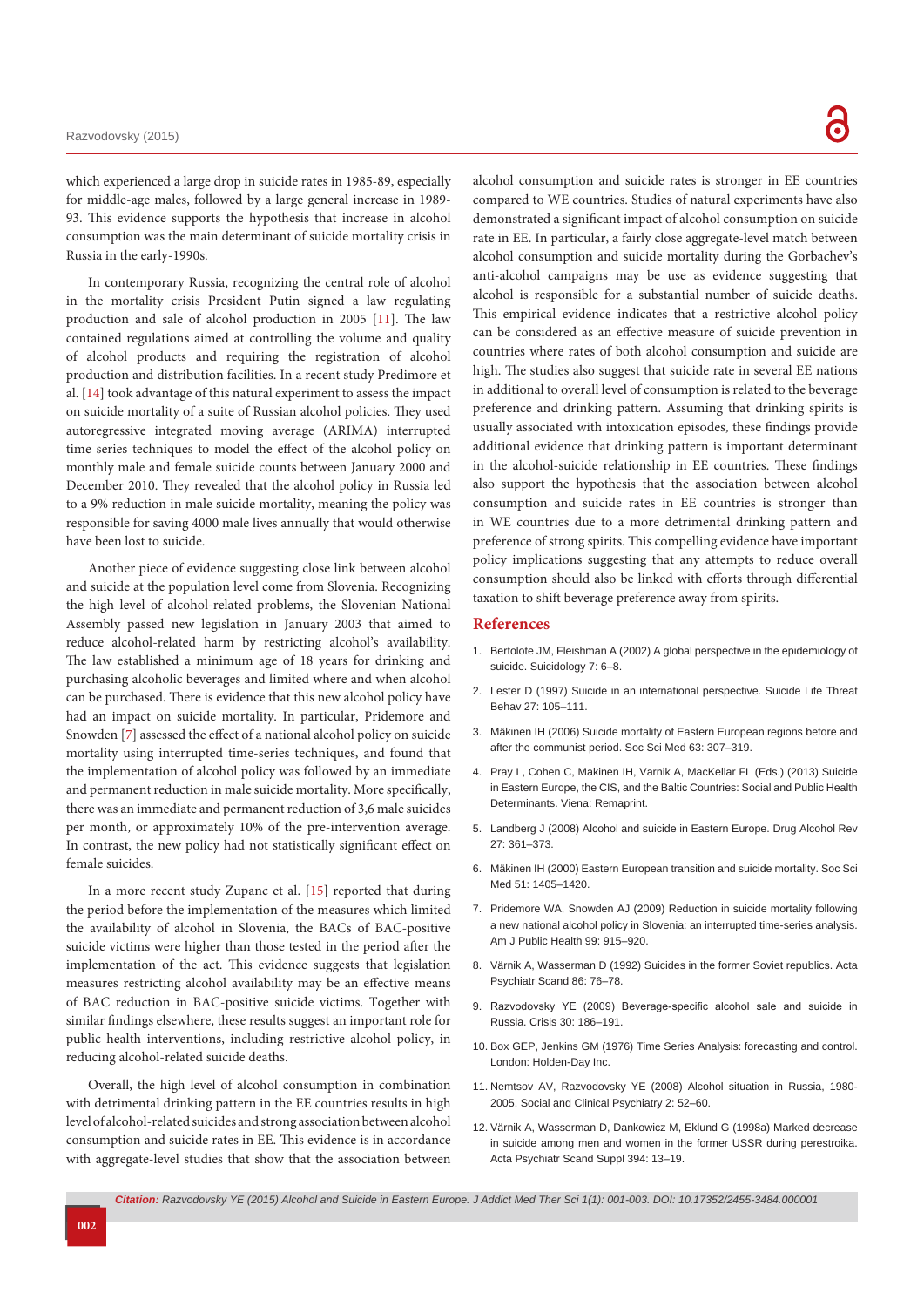which experienced a large drop in suicide rates in 1985-89, especially for middle-age males, followed by a large general increase in 1989-93. This evidence supports the hypothesis that increase in alcohol consumption was the main determinant of suicide mortality crisis in Russia in the early-1990s.

In contemporary Russia, recognizing the central role of alcohol in the mortality crisis President Putin signed a law regulating production and sale of alcohol production in 2005 [11]. The law contained regulations aimed at controlling the volume and quality of alcohol products and requiring the registration of alcohol production and distribution facilities. In a recent study Predimore et al. [14] took advantage of this natural experiment to assess the impact on suicide mortality of a suite of Russian alcohol policies. They used autoregressive integrated moving average (ARIMA) interrupted time series techniques to model the effect of the alcohol policy on monthly male and female suicide counts between January 2000 and December 2010. They revealed that the alcohol policy in Russia led to a 9% reduction in male suicide mortality, meaning the policy was responsible for saving 4000 male lives annually that would otherwise have been lost to suicide.

Another piece of evidence suggesting close link between alcohol and suicide at the population level come from Slovenia. Recognizing the high level of alcohol-related problems, the Slovenian National Assembly passed new legislation in January 2003 that aimed to reduce alcohol-related harm by restricting alcohol's availability. The law established a minimum age of 18 years for drinking and purchasing alcoholic beverages and limited where and when alcohol can be purchased. There is evidence that this new alcohol policy have had an impact on suicide mortality. In particular, Pridemore and Snowden [7] assessed the effect of a national alcohol policy on suicide mortality using interrupted time-series techniques, and found that the implementation of alcohol policy was followed by an immediate and permanent reduction in male suicide mortality. More specifically, there was an immediate and permanent reduction of 3,6 male suicides per month, or approximately 10% of the pre-intervention average. In contrast, the new policy had not statistically significant effect on female suicides.

In a more recent study Zupanc et al. [15] reported that during the period before the implementation of the measures which limited the availability of alcohol in Slovenia, the BACs of BAC-positive suicide victims were higher than those tested in the period after the implementation of the act. This evidence suggests that legislation measures restricting alcohol availability may be an effective means of BAC reduction in BAC-positive suicide victims. Together with similar findings elsewhere, these results suggest an important role for public health interventions, including restrictive alcohol policy, in reducing alcohol-related suicide deaths.

Overall, the high level of alcohol consumption in combination with detrimental drinking pattern in the EE countries results in high level of alcohol-related suicides and strong association between alcohol consumption and suicide rates in EE. This evidence is in accordance with aggregate-level studies that show that the association between alcohol consumption and suicide rates is stronger in EE countries compared to WE countries. Studies of natural experiments have also demonstrated a significant impact of alcohol consumption on suicide rate in EE. In particular, a fairly close aggregate-level match between alcohol consumption and suicide mortality during the Gorbachev's anti-alcohol campaigns may be use as evidence suggesting that alcohol is responsible for a substantial number of suicide deaths. This empirical evidence indicates that a restrictive alcohol policy can be considered as an effective measure of suicide prevention in countries where rates of both alcohol consumption and suicide are high. The studies also suggest that suicide rate in several EE nations in additional to overall level of consumption is related to the beverage preference and drinking pattern. Assuming that drinking spirits is usually associated with intoxication episodes, these findings provide additional evidence that drinking pattern is important determinant in the alcohol-suicide relationship in EE countries. These findings also support the hypothesis that the association between alcohol consumption and suicide rates in EE countries is stronger than in WE countries due to a more detrimental drinking pattern and preference of strong spirits. This compelling evidence have important policy implications suggesting that any attempts to reduce overall consumption should also be linked with efforts through differential taxation to shift beverage preference away from spirits.

## References

1. Bertolote JM, Fleishman A (2002) A global perspective in the epidemiology of suicide. Suicidology 7: 6–8.
2. Lester D (1997) Suicide in an international perspective. Suicide Life Threat Behav 27: 105–111.
3. Mäkinen IH (2006) Suicide mortality of Eastern European regions before and after the communist period. Soc Sci Med 63: 307–319.
4. Pray L, Cohen C, Makinen IH, Varnik A, MacKellar FL (Eds.) (2013) Suicide in Eastern Europe, the CIS, and the Baltic Countries: Social and Public Health Determinants. Viena: Remaprint.
5. Landberg J (2008) Alcohol and suicide in Eastern Europe. Drug Alcohol Rev 27: 361–373.
6. Mäkinen IH (2000) Eastern European transition and suicide mortality. Soc Sci Med 51: 1405–1420.
7. Pridemore WA, Snowden AJ (2009) Reduction in suicide mortality following a new national alcohol policy in Slovenia: an interrupted time-series analysis. Am J Public Health 99: 915–920.
8. Värnik A, Wasserman D (1992) Suicides in the former Soviet republics. Acta Psychiatr Scand 86: 76–78.
9. Razvodovsky YE (2009) Beverage-specific alcohol sale and suicide in Russia. Crisis 30: 186–191.
10. Box GEP, Jenkins GM (1976) Time Series Analysis: forecasting and control. London: Holden-Day Inc.
11. Nemtsov AV, Razvodovsky YE (2008) Alcohol situation in Russia, 1980-2005. Social and Clinical Psychiatry 2: 52–60.
12. Värnik A, Wasserman D, Dankowicz M, Eklund G (1998a) Marked decrease in suicide among men and women in the former USSR during perestroika. Acta Psychiatr Scand Suppl 394: 13–19.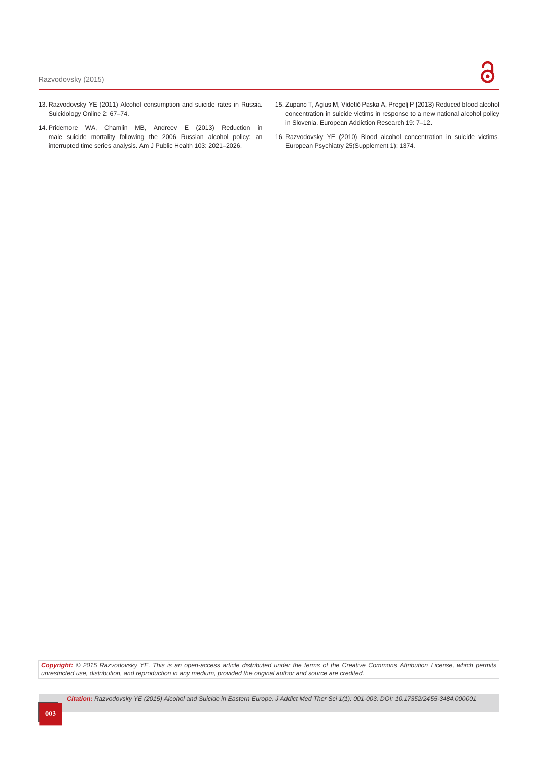13. Razvodovsky YE (2011) Alcohol consumption and suicide rates in Russia. Suicidology Online 2: 67–74.

14. Pridemore WA, Chamlin MB, Andreev E (2013) Reduction in male suicide mortality following the 2006 Russian alcohol policy: an interrupted time series analysis. Am J Public Health 103: 2021–2026.

15. Zupanc T, Agius M, Videtič Paska A, Pregelj P (2013) Reduced blood alcohol concentration in suicide victims in response to a new national alcohol policy in Slovenia. European Addiction Research 19: 7–12.

16. Razvodovsky YE (2010) Blood alcohol concentration in suicide victims. European Psychiatry 25(Supplement 1): 1374.

***Copyright:*** *© 2015 Razvodovsky YE. This is an open-access article distributed under the terms of the Creative Commons Attribution License, which permits unrestricted use, distribution, and reproduction in any medium, provided the original author and source are credited.*

***Citation:*** *Razvodovsky YE (2015) Alcohol and Suicide in Eastern Europe. J Addict Med Ther Sci 1(1): 001-003. DOI: 10.17352/2455-3484.000001*